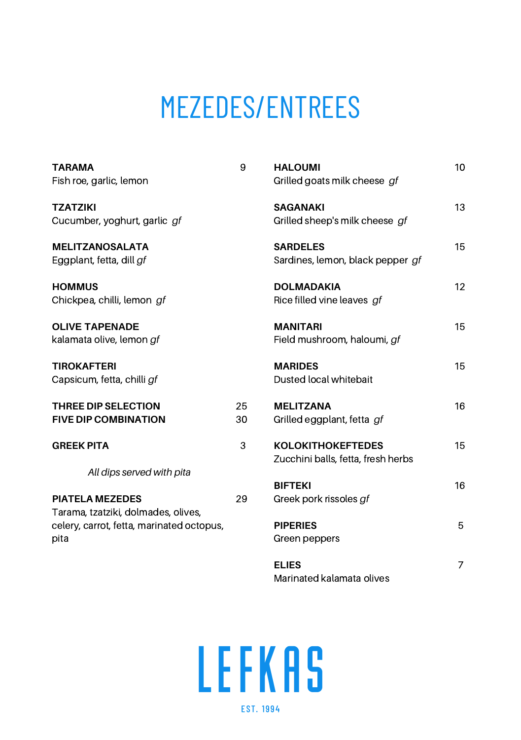# MEZEDES/ENTREES

**TARAMA** 9
Fish roe, garlic, lemon

**TZATZIKI**
Cucumber, yoghurt, garlic *gf*

**MELITZANOSALATA**
Eggplant, fetta, dill *gf*

**HOMMUS**
Chickpea, chilli, lemon *gf*

**OLIVE TAPENADE**
kalamata olive, lemon *gf*

**TIROKAFTERI**
Capsicum, fetta, chilli *gf*

**THREE DIP SELECTION** 25
**FIVE DIP COMBINATION** 30

**GREEK PITA** 3

*All dips served with pita*

**PIATELA MEZEDES** 29
Tarama, tzatziki, dolmades, olives, celery, carrot, fetta, marinated octopus, pita

**HALOUMI** 10
Grilled goats milk cheese *gf*

**SAGANAKI** 13
Grilled sheep's milk cheese *gf*

**SARDELES** 15
Sardines, lemon, black pepper *gf*

**DOLMADAKIA** 12
Rice filled vine leaves *gf*

**MANITARI** 15
Field mushroom, haloumi, *gf*

**MARIDES** 15
Dusted local whitebait

**MELITZANA** 16
Grilled eggplant, fetta *gf*

**KOLOKITHOKEFTEDES** 15
Zucchini balls, fetta, fresh herbs

**BIFTEKI** 16
Greek pork rissoles *gf*

**PIPERIES** 5
Green peppers

**ELIES** 7
Marinated kalamata olives

LEFKAS
EST. 1994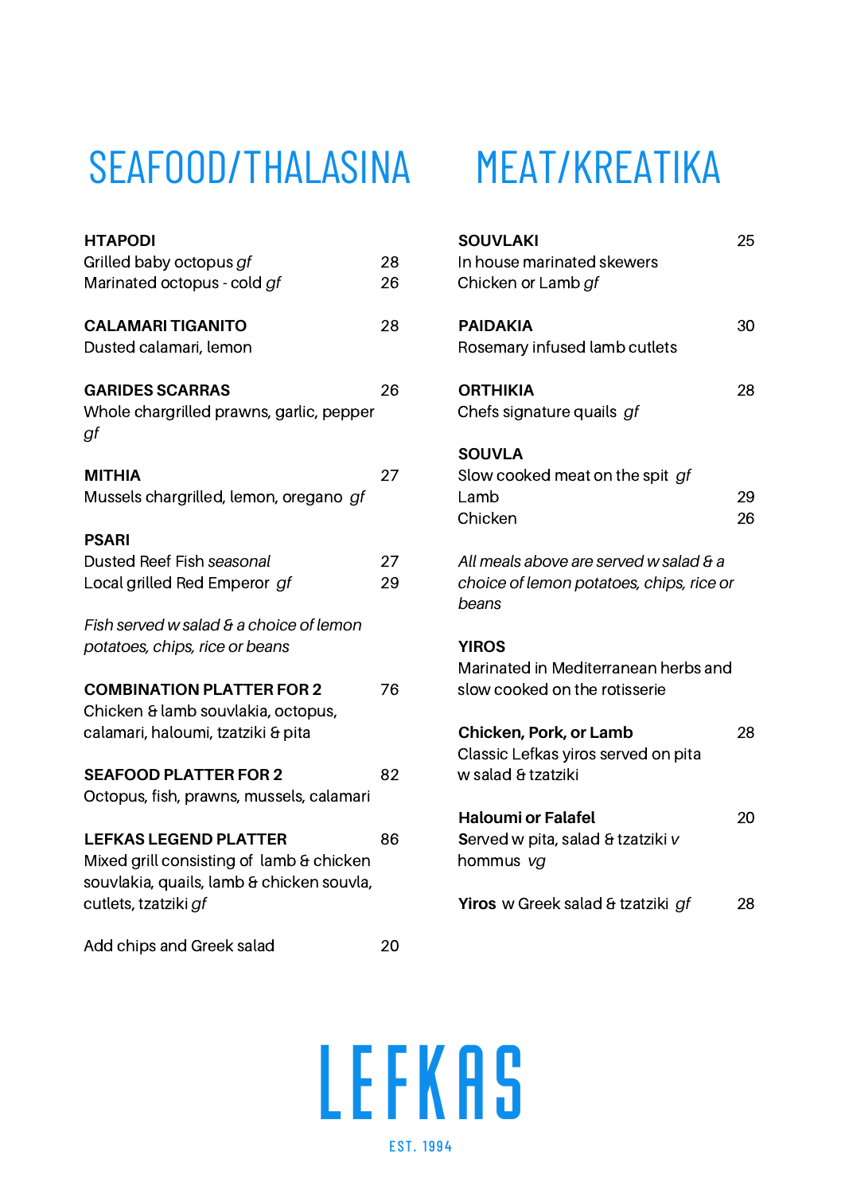# SEAFOOD/THALASINA

**HTAPODI**
Grilled baby octopus *gf* — 28
Marinated octopus - cold *gf* — 26

**CALAMARI TIGANITO** — 28
Dusted calamari, lemon

**GARIDES SCARRAS** — 26
Whole chargrilled prawns, garlic, pepper *gf*

**MITHIA** — 27
Mussels chargrilled, lemon, oregano *gf*

**PSARI**
Dusted Reef Fish *seasonal* — 27
Local grilled Red Emperor *gf* — 29

*Fish served w salad & a choice of lemon potatoes, chips, rice or beans*

**COMBINATION PLATTER FOR 2** — 76
Chicken & lamb souvlakia, octopus, calamari, haloumi, tzatziki & pita

**SEAFOOD PLATTER FOR 2** — 82
Octopus, fish, prawns, mussels, calamari

**LEFKAS LEGEND PLATTER** — 86
Mixed grill consisting of lamb & chicken souvlakia, quails, lamb & chicken souvla, cutlets, tzatziki *gf*

Add chips and Greek salad — 20

# MEAT/KREATIKA

**SOUVLAKI** — 25
In house marinated skewers
Chicken or Lamb *gf*

**PAIDAKIA** — 30
Rosemary infused lamb cutlets

**ORTHIKIA** — 28
Chefs signature quails *gf*

**SOUVLA**
Slow cooked meat on the spit *gf*
Lamb — 29
Chicken — 26

*All meals above are served w salad & a choice of lemon potatoes, chips, rice or beans*

**YIROS**
Marinated in Mediterranean herbs and slow cooked on the rotisserie

**Chicken, Pork, or Lamb** — 28
Classic Lefkas yiros served on pita w salad & tzatziki

**Haloumi or Falafel** — 20
Served w pita, salad & tzatziki *v*
hommus *vg*

**Yiros** w Greek salad & tzatziki *gf* — 28

LEFKAS
EST. 1994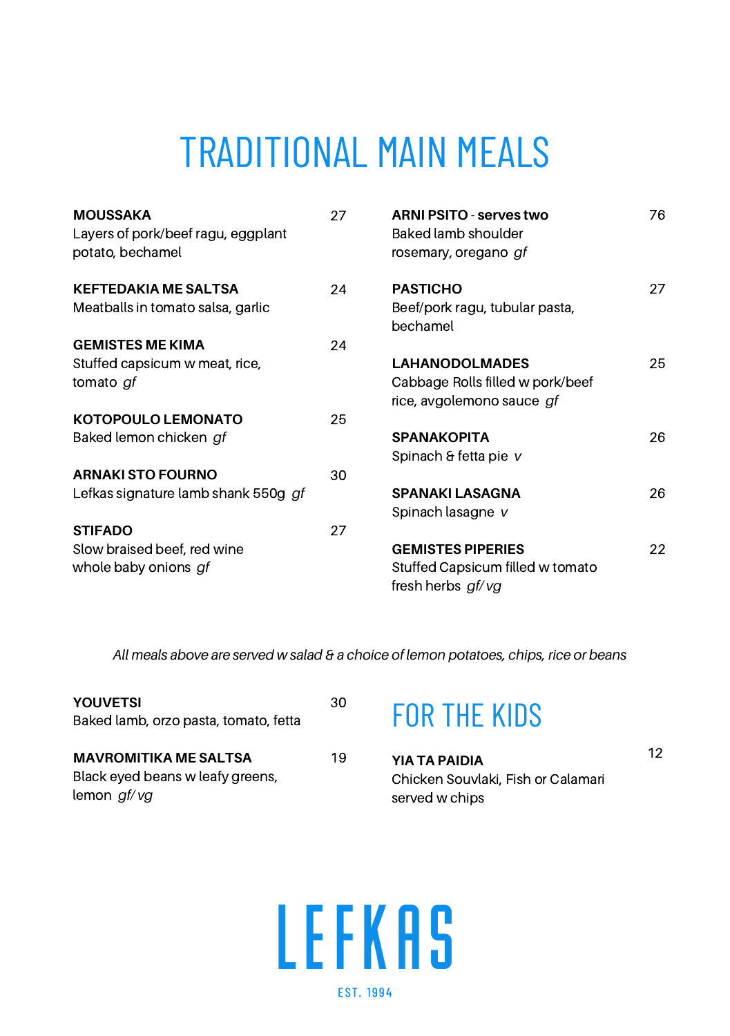# TRADITIONAL MAIN MEALS

**MOUSSAKA** 27
Layers of pork/beef ragu, eggplant potato, bechamel

**KEFTEDAKIA ME SALTSA** 24
Meatballs in tomato salsa, garlic

**GEMISTES ME KIMA** 24
Stuffed capsicum w meat, rice, tomato *gf*

**KOTOPOULO LEMONATO** 25
Baked lemon chicken *gf*

**ARNAKI STO FOURNO** 30
Lefkas signature lamb shank 550g *gf*

**STIFADO** 27
Slow braised beef, red wine whole baby onions *gf*

**ARNI PSITO - serves two** 76
Baked lamb shoulder rosemary, oregano *gf*

**PASTICHO** 27
Beef/pork ragu, tubular pasta, bechamel

**LAHANODOLMADES** 25
Cabbage Rolls filled w pork/beef rice, avgolemono sauce *gf*

**SPANAKOPITA** 26
Spinach & fetta pie *v*

**SPANAKI LASAGNA** 26
Spinach lasagne *v*

**GEMISTES PIPERIES** 22
Stuffed Capsicum filled w tomato fresh herbs *gf/ vg*

*All meals above are served w salad & a choice of lemon potatoes, chips, rice or beans*

**YOUVETSI** 30
Baked lamb, orzo pasta, tomato, fetta

**MAVROMITIKA ME SALTSA** 19
Black eyed beans w leafy greens, lemon *gf/ vg*

## FOR THE KIDS

**YIA TA PAIDIA** 12
Chicken Souvlaki, Fish or Calamari served w chips

LEFKAS

EST. 1994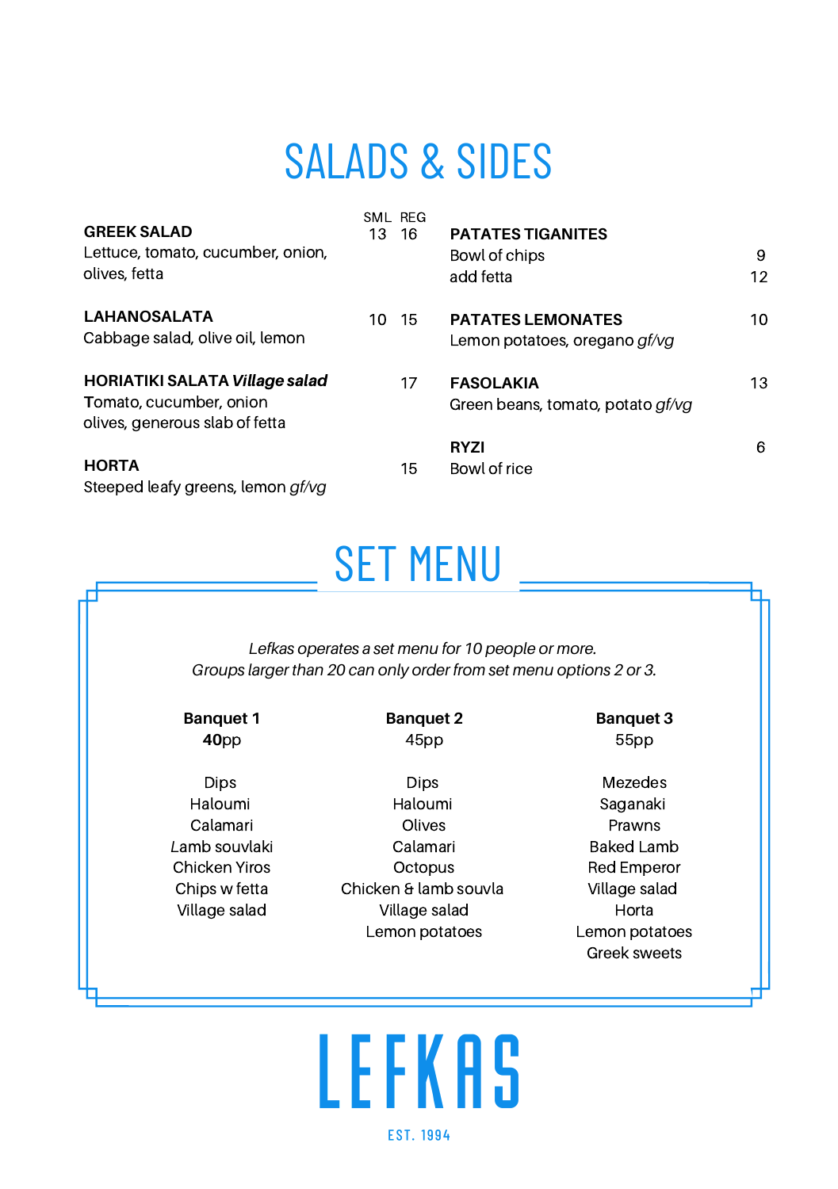# SALADS & SIDES

| | SML | REG |
|---|---|---|
| **GREEK SALAD**<br>Lettuce, tomato, cucumber, onion, olives, fetta | 13 | 16 |
| **LAHANOSALATA**<br>Cabbage salad, olive oil, lemon | 10 | 15 |
| **HORIATIKI SALATA *Village salad***<br>Tomato, cucumber, onion olives, generous slab of fetta | | 17 |
| **HORTA**<br>Steeped leafy greens, lemon *gf/vg* | | 15 |

**PATATES TIGANITES**
Bowl of chips 9
add fetta 12

**PATATES LEMONATES** 10
Lemon potatoes, oregano *gf/vg*

**FASOLAKIA** 13
Green beans, tomato, potato *gf/vg*

**RYZI** 6
Bowl of rice

# SET MENU

*Lefkas operates a set menu for 10 people or more.*
*Groups larger than 20 can only order from set menu options 2 or 3.*

**Banquet 1**
**40**pp

Dips
Haloumi
Calamari
Lamb souvlaki
Chicken Yiros
Chips w fetta
Village salad

**Banquet 2**
45pp

Dips
Haloumi
Olives
Calamari
Octopus
Chicken & lamb souvla
Village salad
Lemon potatoes

**Banquet 3**
55pp

Mezedes
Saganaki
Prawns
Baked Lamb
Red Emperor
Village salad
Horta
Lemon potatoes
Greek sweets

LEFKAS

EST. 1994